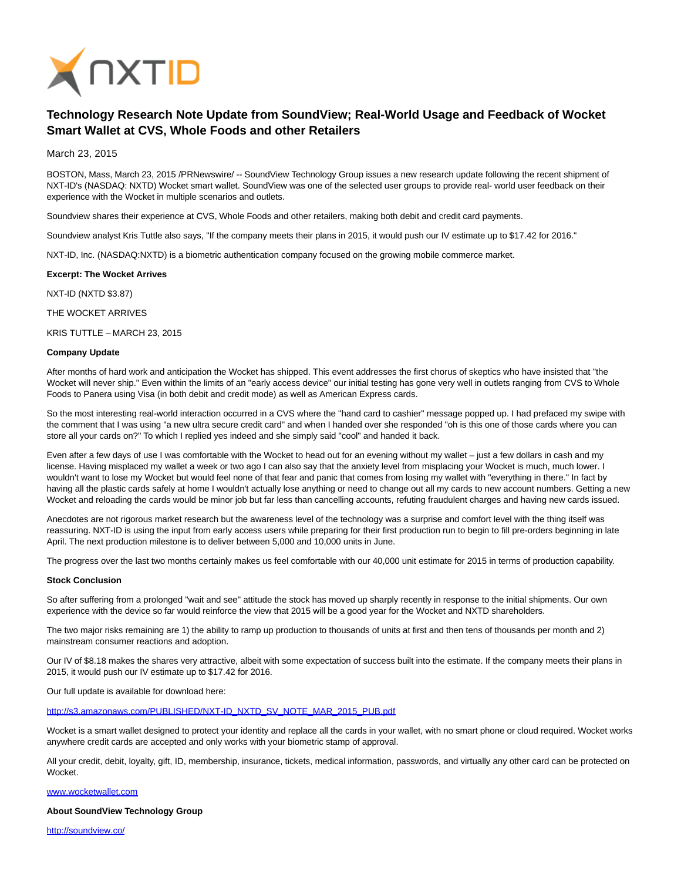# Technology Research Note Update from SoundView; Real-World Usage and Feedback of Wocket Smart Wallet at CVS, Whole Foods and other Retailers

March 23, 2015

BOSTON, Mass, March 23, 2015 /PRNewswire/ -- SoundView Technology Group issues a new research update following the recent shipment of NXT-ID's (NASDAQ: NXTD) Wocket smart wallet. SoundView was one of the selected user groups to provide real- world user feedback on their experience with the Wocket in multiple scenarios and outlets.

Soundview shares their experience at CVS, Whole Foods and other retailers, making both debit and credit card payments.

Soundview analyst Kris Tuttle also says, "If the company meets their plans in 2015, it would push our IV estimate up to $17.42 for 2016."

NXT-ID, Inc. (NASDAQ:NXTD) is a biometric authentication company focused on the growing mobile commerce market.

**Excerpt: The Wocket Arrives**

NXT-ID (NXTD $3.87)

THE WOCKET ARRIVES

KRIS TUTTLE – MARCH 23, 2015

**Company Update**

After months of hard work and anticipation the Wocket has shipped. This event addresses the first chorus of skeptics who have insisted that "the Wocket will never ship." Even within the limits of an "early access device" our initial testing has gone very well in outlets ranging from CVS to Whole Foods to Panera using Visa (in both debit and credit mode) as well as American Express cards.

So the most interesting real-world interaction occurred in a CVS where the "hand card to cashier" message popped up. I had prefaced my swipe with the comment that I was using "a new ultra secure credit card" and when I handed over she responded "oh is this one of those cards where you can store all your cards on?" To which I replied yes indeed and she simply said "cool" and handed it back.

Even after a few days of use I was comfortable with the Wocket to head out for an evening without my wallet – just a few dollars in cash and my license. Having misplaced my wallet a week or two ago I can also say that the anxiety level from misplacing your Wocket is much, much lower. I wouldn't want to lose my Wocket but would feel none of that fear and panic that comes from losing my wallet with "everything in there." In fact by having all the plastic cards safely at home I wouldn't actually lose anything or need to change out all my cards to new account numbers. Getting a new Wocket and reloading the cards would be minor job but far less than cancelling accounts, refuting fraudulent charges and having new cards issued.

Anecdotes are not rigorous market research but the awareness level of the technology was a surprise and comfort level with the thing itself was reassuring. NXT-ID is using the input from early access users while preparing for their first production run to begin to fill pre-orders beginning in late April. The next production milestone is to deliver between 5,000 and 10,000 units in June.

The progress over the last two months certainly makes us feel comfortable with our 40,000 unit estimate for 2015 in terms of production capability.

**Stock Conclusion**

So after suffering from a prolonged "wait and see" attitude the stock has moved up sharply recently in response to the initial shipments. Our own experience with the device so far would reinforce the view that 2015 will be a good year for the Wocket and NXTD shareholders.

The two major risks remaining are 1) the ability to ramp up production to thousands of units at first and then tens of thousands per month and 2) mainstream consumer reactions and adoption.

Our IV of $8.18 makes the shares very attractive, albeit with some expectation of success built into the estimate. If the company meets their plans in 2015, it would push our IV estimate up to $17.42 for 2016.

Our full update is available for download here:

http://s3.amazonaws.com/PUBLISHED/NXT-ID_NXTD_SV_NOTE_MAR_2015_PUB.pdf

Wocket is a smart wallet designed to protect your identity and replace all the cards in your wallet, with no smart phone or cloud required. Wocket works anywhere credit cards are accepted and only works with your biometric stamp of approval.

All your credit, debit, loyalty, gift, ID, membership, insurance, tickets, medical information, passwords, and virtually any other card can be protected on Wocket.

www.wocketwallet.com

**About SoundView Technology Group**

http://soundview.co/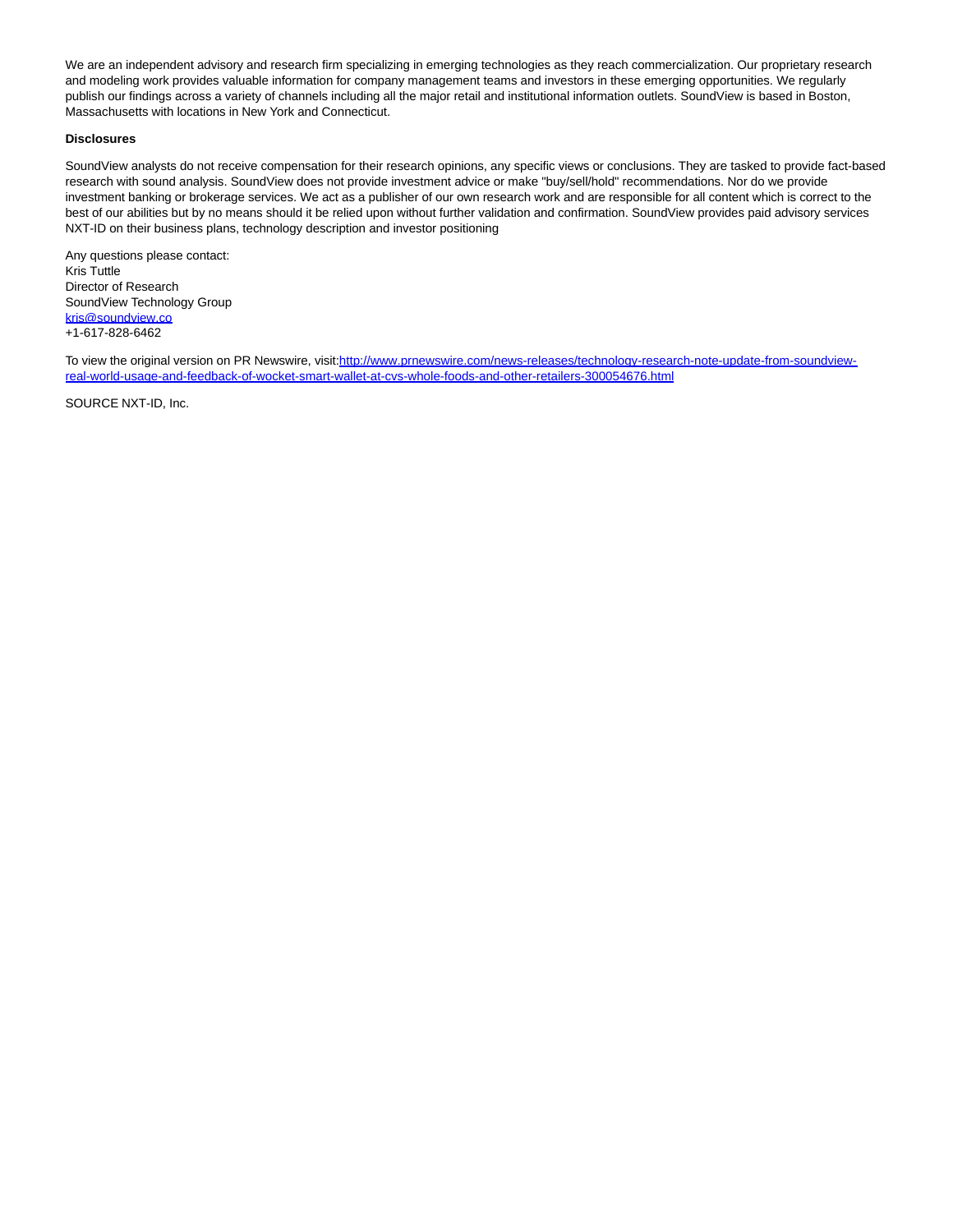We are an independent advisory and research firm specializing in emerging technologies as they reach commercialization. Our proprietary research and modeling work provides valuable information for company management teams and investors in these emerging opportunities. We regularly publish our findings across a variety of channels including all the major retail and institutional information outlets. SoundView is based in Boston, Massachusetts with locations in New York and Connecticut.

**Disclosures**

SoundView analysts do not receive compensation for their research opinions, any specific views or conclusions. They are tasked to provide fact-based research with sound analysis. SoundView does not provide investment advice or make "buy/sell/hold" recommendations. Nor do we provide investment banking or brokerage services. We act as a publisher of our own research work and are responsible for all content which is correct to the best of our abilities but by no means should it be relied upon without further validation and confirmation. SoundView provides paid advisory services NXT-ID on their business plans, technology description and investor positioning

Any questions please contact:
Kris Tuttle
Director of Research
SoundView Technology Group
[kris@soundview.co](mailto:kris@soundview.co)
+1-617-828-6462

To view the original version on PR Newswire, visit:[http://www.prnewswire.com/news-releases/technology-research-note-update-from-soundview-real-world-usage-and-feedback-of-wocket-smart-wallet-at-cvs-whole-foods-and-other-retailers-300054676.html](http://www.prnewswire.com/news-releases/technology-research-note-update-from-soundview-real-world-usage-and-feedback-of-wocket-smart-wallet-at-cvs-whole-foods-and-other-retailers-300054676.html)

SOURCE NXT-ID, Inc.